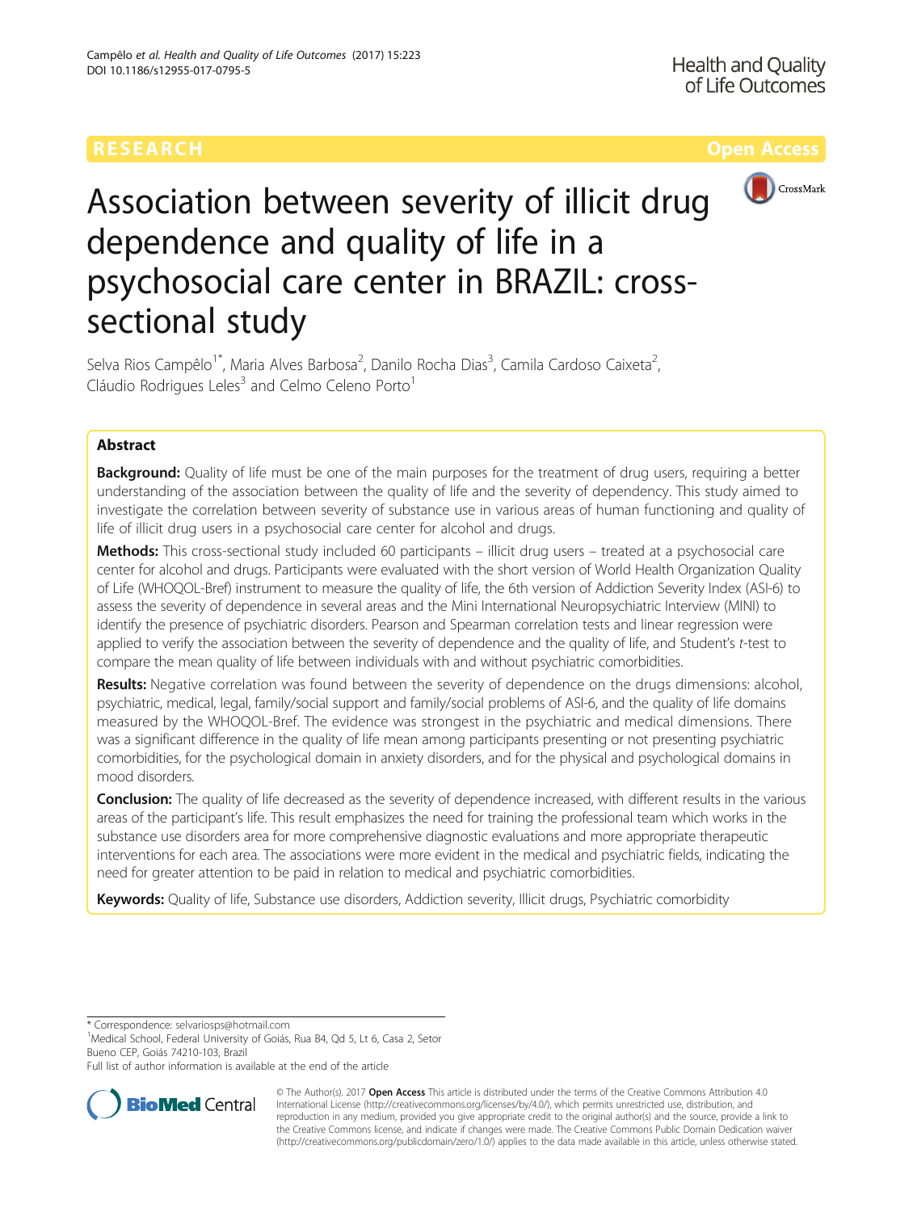RESEARCH

Open Access

# Association between severity of illicit drug dependence and quality of life in a psychosocial care center in BRAZIL: cross-sectional study

Selva Rios Campêlo[1*], Maria Alves Barbosa[2], Danilo Rocha Dias[3], Camila Cardoso Caixeta[2], Cláudio Rodrigues Leles[3] and Celmo Celeno Porto[1]

## Abstract

**Background:** Quality of life must be one of the main purposes for the treatment of drug users, requiring a better understanding of the association between the quality of life and the severity of dependency. This study aimed to investigate the correlation between severity of substance use in various areas of human functioning and quality of life of illicit drug users in a psychosocial care center for alcohol and drugs.

**Methods:** This cross-sectional study included 60 participants – illicit drug users – treated at a psychosocial care center for alcohol and drugs. Participants were evaluated with the short version of World Health Organization Quality of Life (WHOQOL-Bref) instrument to measure the quality of life, the 6th version of Addiction Severity Index (ASI-6) to assess the severity of dependence in several areas and the Mini International Neuropsychiatric Interview (MINI) to identify the presence of psychiatric disorders. Pearson and Spearman correlation tests and linear regression were applied to verify the association between the severity of dependence and the quality of life, and Student's *t*-test to compare the mean quality of life between individuals with and without psychiatric comorbidities.

**Results:** Negative correlation was found between the severity of dependence on the drugs dimensions: alcohol, psychiatric, medical, legal, family/social support and family/social problems of ASI-6, and the quality of life domains measured by the WHOQOL-Bref. The evidence was strongest in the psychiatric and medical dimensions. There was a significant difference in the quality of life mean among participants presenting or not presenting psychiatric comorbidities, for the psychological domain in anxiety disorders, and for the physical and psychological domains in mood disorders.

**Conclusion:** The quality of life decreased as the severity of dependence increased, with different results in the various areas of the participant's life. This result emphasizes the need for training the professional team which works in the substance use disorders area for more comprehensive diagnostic evaluations and more appropriate therapeutic interventions for each area. The associations were more evident in the medical and psychiatric fields, indicating the need for greater attention to be paid in relation to medical and psychiatric comorbidities.

**Keywords:** Quality of life, Substance use disorders, Addiction severity, Illicit drugs, Psychiatric comorbidity

---

* Correspondence: selvariosps@hotmail.com
[1]Medical School, Federal University of Goiás, Rua B4, Qd 5, Lt 6, Casa 2, Setor Bueno CEP, Goiás 74210-103, Brazil
Full list of author information is available at the end of the article

© The Author(s). 2017 **Open Access** This article is distributed under the terms of the Creative Commons Attribution 4.0 International License (http://creativecommons.org/licenses/by/4.0/), which permits unrestricted use, distribution, and reproduction in any medium, provided you give appropriate credit to the original author(s) and the source, provide a link to the Creative Commons license, and indicate if changes were made. The Creative Commons Public Domain Dedication waiver (http://creativecommons.org/publicdomain/zero/1.0/) applies to the data made available in this article, unless otherwise stated.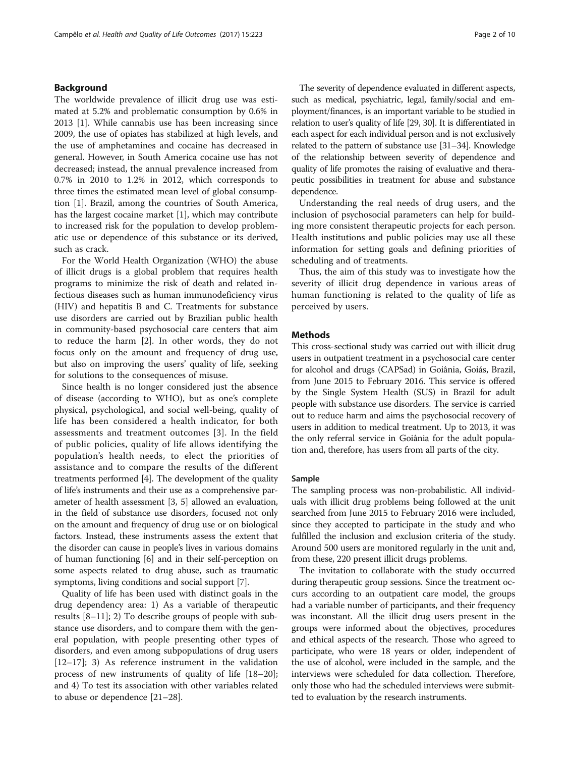## Background

The worldwide prevalence of illicit drug use was estimated at 5.2% and problematic consumption by 0.6% in 2013 [1]. While cannabis use has been increasing since 2009, the use of opiates has stabilized at high levels, and the use of amphetamines and cocaine has decreased in general. However, in South America cocaine use has not decreased; instead, the annual prevalence increased from 0.7% in 2010 to 1.2% in 2012, which corresponds to three times the estimated mean level of global consumption [1]. Brazil, among the countries of South America, has the largest cocaine market [1], which may contribute to increased risk for the population to develop problematic use or dependence of this substance or its derived, such as crack.

For the World Health Organization (WHO) the abuse of illicit drugs is a global problem that requires health programs to minimize the risk of death and related infectious diseases such as human immunodeficiency virus (HIV) and hepatitis B and C. Treatments for substance use disorders are carried out by Brazilian public health in community-based psychosocial care centers that aim to reduce the harm [2]. In other words, they do not focus only on the amount and frequency of drug use, but also on improving the users' quality of life, seeking for solutions to the consequences of misuse.

Since health is no longer considered just the absence of disease (according to WHO), but as one's complete physical, psychological, and social well-being, quality of life has been considered a health indicator, for both assessments and treatment outcomes [3]. In the field of public policies, quality of life allows identifying the population's health needs, to elect the priorities of assistance and to compare the results of the different treatments performed [4]. The development of the quality of life's instruments and their use as a comprehensive parameter of health assessment [3, 5] allowed an evaluation, in the field of substance use disorders, focused not only on the amount and frequency of drug use or on biological factors. Instead, these instruments assess the extent that the disorder can cause in people's lives in various domains of human functioning [6] and in their self-perception on some aspects related to drug abuse, such as traumatic symptoms, living conditions and social support [7].

Quality of life has been used with distinct goals in the drug dependency area: 1) As a variable of therapeutic results [8–11]; 2) To describe groups of people with substance use disorders, and to compare them with the general population, with people presenting other types of disorders, and even among subpopulations of drug users [12–17]; 3) As reference instrument in the validation process of new instruments of quality of life [18–20]; and 4) To test its association with other variables related to abuse or dependence [21–28].

The severity of dependence evaluated in different aspects, such as medical, psychiatric, legal, family/social and employment/finances, is an important variable to be studied in relation to user's quality of life [29, 30]. It is differentiated in each aspect for each individual person and is not exclusively related to the pattern of substance use [31–34]. Knowledge of the relationship between severity of dependence and quality of life promotes the raising of evaluative and therapeutic possibilities in treatment for abuse and substance dependence.

Understanding the real needs of drug users, and the inclusion of psychosocial parameters can help for building more consistent therapeutic projects for each person. Health institutions and public policies may use all these information for setting goals and defining priorities of scheduling and of treatments.

Thus, the aim of this study was to investigate how the severity of illicit drug dependence in various areas of human functioning is related to the quality of life as perceived by users.

## Methods

This cross-sectional study was carried out with illicit drug users in outpatient treatment in a psychosocial care center for alcohol and drugs (CAPSad) in Goiânia, Goiás, Brazil, from June 2015 to February 2016. This service is offered by the Single System Health (SUS) in Brazil for adult people with substance use disorders. The service is carried out to reduce harm and aims the psychosocial recovery of users in addition to medical treatment. Up to 2013, it was the only referral service in Goiânia for the adult population and, therefore, has users from all parts of the city.

### Sample

The sampling process was non-probabilistic. All individuals with illicit drug problems being followed at the unit searched from June 2015 to February 2016 were included, since they accepted to participate in the study and who fulfilled the inclusion and exclusion criteria of the study. Around 500 users are monitored regularly in the unit and, from these, 220 present illicit drugs problems.

The invitation to collaborate with the study occurred during therapeutic group sessions. Since the treatment occurs according to an outpatient care model, the groups had a variable number of participants, and their frequency was inconstant. All the illicit drug users present in the groups were informed about the objectives, procedures and ethical aspects of the research. Those who agreed to participate, who were 18 years or older, independent of the use of alcohol, were included in the sample, and the interviews were scheduled for data collection. Therefore, only those who had the scheduled interviews were submitted to evaluation by the research instruments.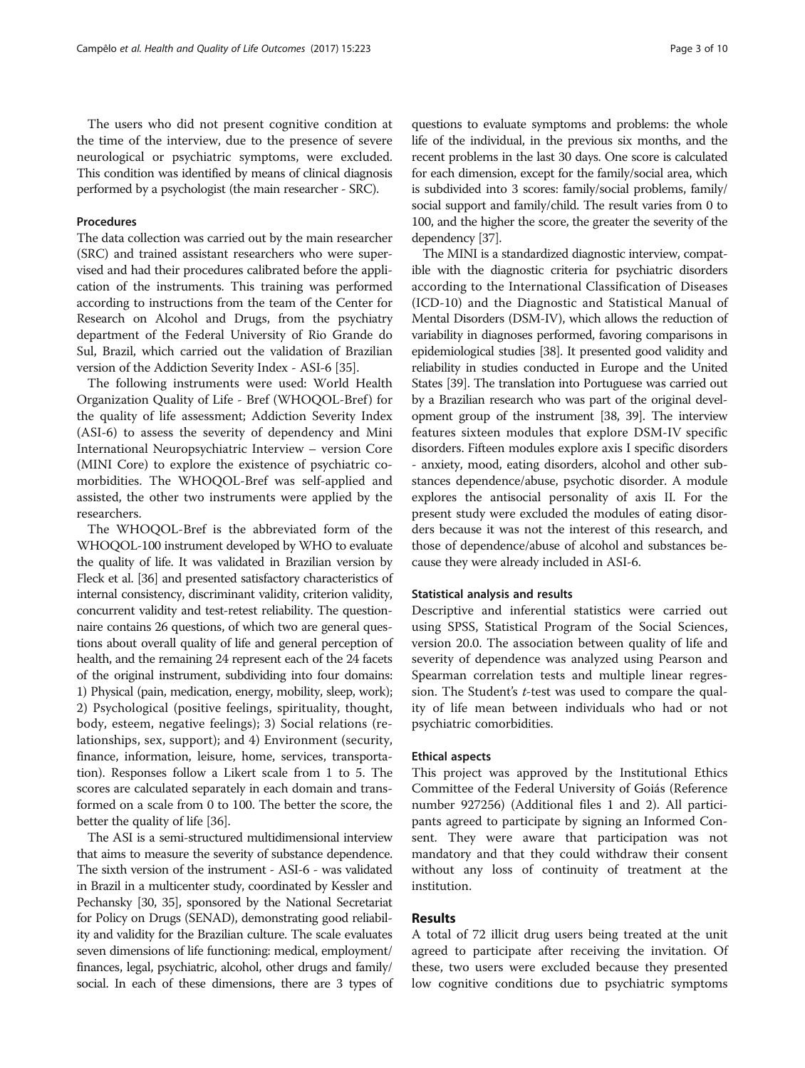The users who did not present cognitive condition at the time of the interview, due to the presence of severe neurological or psychiatric symptoms, were excluded. This condition was identified by means of clinical diagnosis performed by a psychologist (the main researcher - SRC).

### Procedures

The data collection was carried out by the main researcher (SRC) and trained assistant researchers who were supervised and had their procedures calibrated before the application of the instruments. This training was performed according to instructions from the team of the Center for Research on Alcohol and Drugs, from the psychiatry department of the Federal University of Rio Grande do Sul, Brazil, which carried out the validation of Brazilian version of the Addiction Severity Index - ASI-6 [35].

The following instruments were used: World Health Organization Quality of Life - Bref (WHOQOL-Bref) for the quality of life assessment; Addiction Severity Index (ASI-6) to assess the severity of dependency and Mini International Neuropsychiatric Interview – version Core (MINI Core) to explore the existence of psychiatric comorbidities. The WHOQOL-Bref was self-applied and assisted, the other two instruments were applied by the researchers.

The WHOQOL-Bref is the abbreviated form of the WHOQOL-100 instrument developed by WHO to evaluate the quality of life. It was validated in Brazilian version by Fleck et al. [36] and presented satisfactory characteristics of internal consistency, discriminant validity, criterion validity, concurrent validity and test-retest reliability. The questionnaire contains 26 questions, of which two are general questions about overall quality of life and general perception of health, and the remaining 24 represent each of the 24 facets of the original instrument, subdividing into four domains: 1) Physical (pain, medication, energy, mobility, sleep, work); 2) Psychological (positive feelings, spirituality, thought, body, esteem, negative feelings); 3) Social relations (relationships, sex, support); and 4) Environment (security, finance, information, leisure, home, services, transportation). Responses follow a Likert scale from 1 to 5. The scores are calculated separately in each domain and transformed on a scale from 0 to 100. The better the score, the better the quality of life [36].

The ASI is a semi-structured multidimensional interview that aims to measure the severity of substance dependence. The sixth version of the instrument - ASI-6 - was validated in Brazil in a multicenter study, coordinated by Kessler and Pechansky [30, 35], sponsored by the National Secretariat for Policy on Drugs (SENAD), demonstrating good reliability and validity for the Brazilian culture. The scale evaluates seven dimensions of life functioning: medical, employment/finances, legal, psychiatric, alcohol, other drugs and family/social. In each of these dimensions, there are 3 types of questions to evaluate symptoms and problems: the whole life of the individual, in the previous six months, and the recent problems in the last 30 days. One score is calculated for each dimension, except for the family/social area, which is subdivided into 3 scores: family/social problems, family/social support and family/child. The result varies from 0 to 100, and the higher the score, the greater the severity of the dependency [37].

The MINI is a standardized diagnostic interview, compatible with the diagnostic criteria for psychiatric disorders according to the International Classification of Diseases (ICD-10) and the Diagnostic and Statistical Manual of Mental Disorders (DSM-IV), which allows the reduction of variability in diagnoses performed, favoring comparisons in epidemiological studies [38]. It presented good validity and reliability in studies conducted in Europe and the United States [39]. The translation into Portuguese was carried out by a Brazilian research who was part of the original development group of the instrument [38, 39]. The interview features sixteen modules that explore DSM-IV specific disorders. Fifteen modules explore axis I specific disorders - anxiety, mood, eating disorders, alcohol and other substances dependence/abuse, psychotic disorder. A module explores the antisocial personality of axis II. For the present study were excluded the modules of eating disorders because it was not the interest of this research, and those of dependence/abuse of alcohol and substances because they were already included in ASI-6.

### Statistical analysis and results

Descriptive and inferential statistics were carried out using SPSS, Statistical Program of the Social Sciences, version 20.0. The association between quality of life and severity of dependence was analyzed using Pearson and Spearman correlation tests and multiple linear regression. The Student's *t*-test was used to compare the quality of life mean between individuals who had or not psychiatric comorbidities.

### Ethical aspects

This project was approved by the Institutional Ethics Committee of the Federal University of Goiás (Reference number 927256) (Additional files 1 and 2). All participants agreed to participate by signing an Informed Consent. They were aware that participation was not mandatory and that they could withdraw their consent without any loss of continuity of treatment at the institution.

## Results

A total of 72 illicit drug users being treated at the unit agreed to participate after receiving the invitation. Of these, two users were excluded because they presented low cognitive conditions due to psychiatric symptoms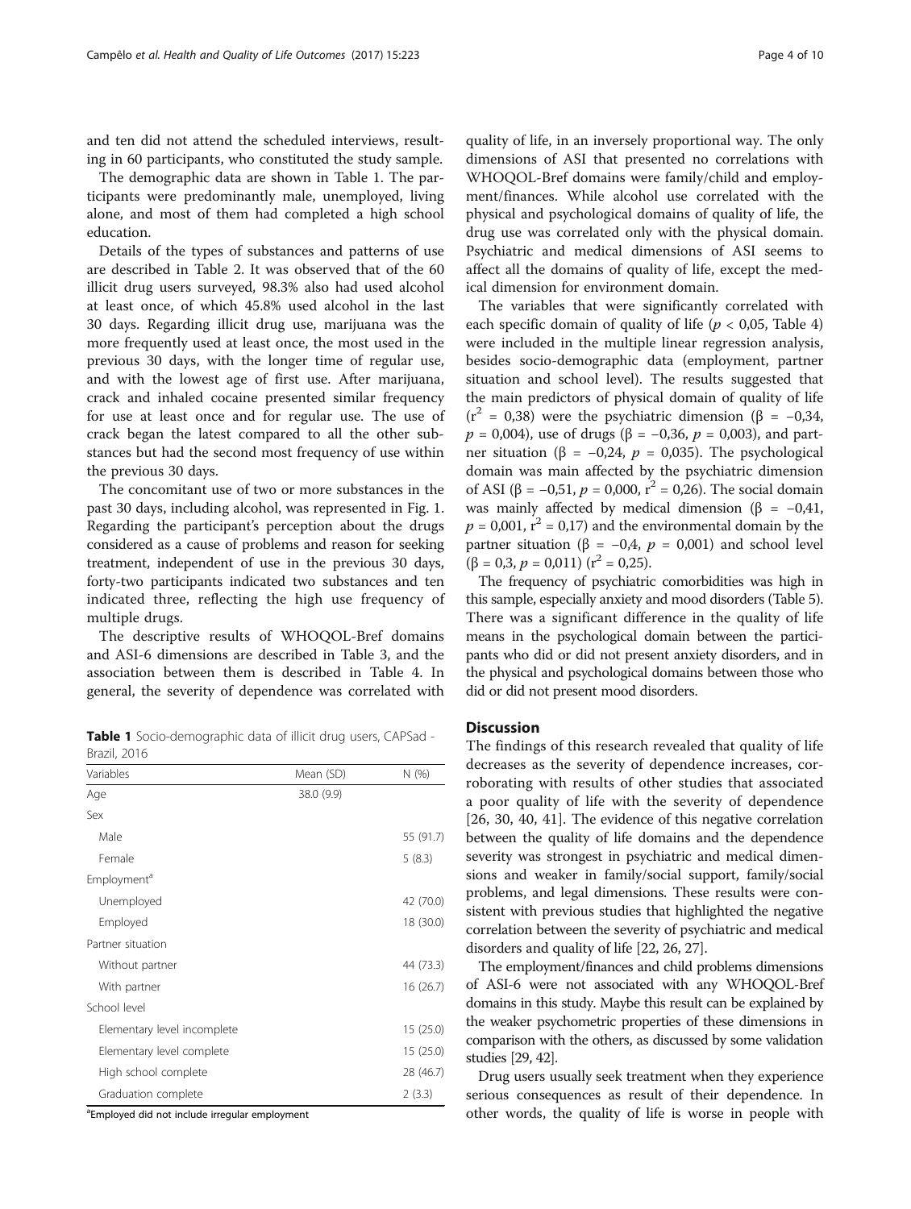and ten did not attend the scheduled interviews, resulting in 60 participants, who constituted the study sample.

The demographic data are shown in Table 1. The participants were predominantly male, unemployed, living alone, and most of them had completed a high school education.

Details of the types of substances and patterns of use are described in Table 2. It was observed that of the 60 illicit drug users surveyed, 98.3% also had used alcohol at least once, of which 45.8% used alcohol in the last 30 days. Regarding illicit drug use, marijuana was the more frequently used at least once, the most used in the previous 30 days, with the longer time of regular use, and with the lowest age of first use. After marijuana, crack and inhaled cocaine presented similar frequency for use at least once and for regular use. The use of crack began the latest compared to all the other substances but had the second most frequency of use within the previous 30 days.

The concomitant use of two or more substances in the past 30 days, including alcohol, was represented in Fig. 1. Regarding the participant's perception about the drugs considered as a cause of problems and reason for seeking treatment, independent of use in the previous 30 days, forty-two participants indicated two substances and ten indicated three, reflecting the high use frequency of multiple drugs.

The descriptive results of WHOQOL-Bref domains and ASI-6 dimensions are described in Table 3, and the association between them is described in Table 4. In general, the severity of dependence was correlated with quality of life, in an inversely proportional way. The only dimensions of ASI that presented no correlations with WHOQOL-Bref domains were family/child and employment/finances. While alcohol use correlated with the physical and psychological domains of quality of life, the drug use was correlated only with the physical domain. Psychiatric and medical dimensions of ASI seems to affect all the domains of quality of life, except the medical dimension for environment domain.

**Table 1** Socio-demographic data of illicit drug users, CAPSad - Brazil, 2016

| Variables | Mean (SD) | N (%) |
|---|---|---|
| Age | 38.0 (9.9) | |
| Sex | | |
| Male | | 55 (91.7) |
| Female | | 5 (8.3) |
| Employment[a] | | |
| Unemployed | | 42 (70.0) |
| Employed | | 18 (30.0) |
| Partner situation | | |
| Without partner | | 44 (73.3) |
| With partner | | 16 (26.7) |
| School level | | |
| Elementary level incomplete | | 15 (25.0) |
| Elementary level complete | | 15 (25.0) |
| High school complete | | 28 (46.7) |
| Graduation complete | | 2 (3.3) |

[a]Employed did not include irregular employment

The variables that were significantly correlated with each specific domain of quality of life ($p < 0{,}05$, Table 4) were included in the multiple linear regression analysis, besides socio-demographic data (employment, partner situation and school level). The results suggested that the main predictors of physical domain of quality of life ($r^2 = 0{,}38$) were the psychiatric dimension ($\beta = -0{,}34$, $p = 0{,}004$), use of drugs ($\beta = -0{,}36$, $p = 0{,}003$), and partner situation ($\beta = -0{,}24$, $p = 0{,}035$). The psychological domain was main affected by the psychiatric dimension of ASI ($\beta = -0{,}51$, $p = 0{,}000$, $r^2 = 0{,}26$). The social domain was mainly affected by medical dimension ($\beta = -0{,}41$, $p = 0{,}001$, $r^2 = 0{,}17$) and the environmental domain by the partner situation ($\beta = -0{,}4$, $p = 0{,}001$) and school level ($\beta = 0{,}3$, $p = 0{,}011$) ($r^2 = 0{,}25$).

The frequency of psychiatric comorbidities was high in this sample, especially anxiety and mood disorders (Table 5). There was a significant difference in the quality of life means in the psychological domain between the participants who did or did not present anxiety disorders, and in the physical and psychological domains between those who did or did not present mood disorders.

## Discussion

The findings of this research revealed that quality of life decreases as the severity of dependence increases, corroborating with results of other studies that associated a poor quality of life with the severity of dependence [26, 30, 40, 41]. The evidence of this negative correlation between the quality of life domains and the dependence severity was strongest in psychiatric and medical dimensions and weaker in family/social support, family/social problems, and legal dimensions. These results were consistent with previous studies that highlighted the negative correlation between the severity of psychiatric and medical disorders and quality of life [22, 26, 27].

The employment/finances and child problems dimensions of ASI-6 were not associated with any WHOQOL-Bref domains in this study. Maybe this result can be explained by the weaker psychometric properties of these dimensions in comparison with the others, as discussed by some validation studies [29, 42].

Drug users usually seek treatment when they experience serious consequences as result of their dependence. In other words, the quality of life is worse in people with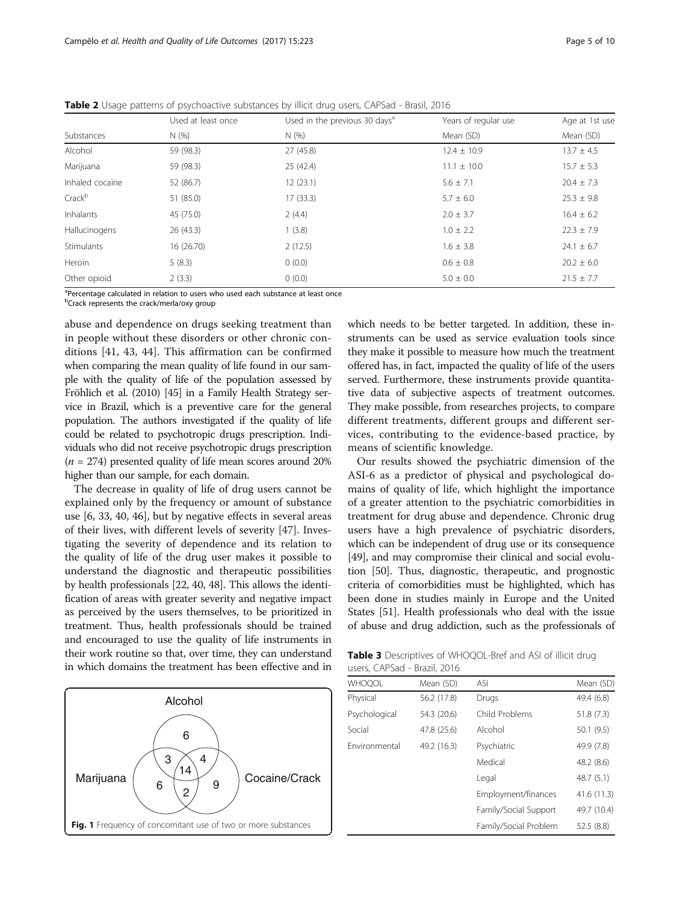**Table 2** Usage patterns of psychoactive substances by illicit drug users, CAPSad - Brasil, 2016

| Substances | Used at least once N (%) | Used in the previous 30 days[a] N (%) | Years of regular use Mean (SD) | Age at 1st use Mean (SD) |
|---|---|---|---|---|
| Alcohol | 59 (98.3) | 27 (45.8) | 12.4 ± 10.9 | 13.7 ± 4.5 |
| Marijuana | 59 (98.3) | 25 (42.4) | 11.1 ± 10.0 | 15.7 ± 5.3 |
| Inhaled cocaine | 52 (86.7) | 12 (23.1) | 5.6 ± 7.1 | 20.4 ± 7.3 |
| Crack[b] | 51 (85.0) | 17 (33.3) | 5.7 ± 6.0 | 25.3 ± 9.8 |
| Inhalants | 45 (75.0) | 2 (4.4) | 2.0 ± 3.7 | 16.4 ± 6.2 |
| Hallucinogens | 26 (43.3) | 1 (3.8) | 1.0 ± 2.2 | 22.3 ± 7.9 |
| Stimulants | 16 (26.70) | 2 (12.5) | 1.6 ± 3.8 | 24.1 ± 6.7 |
| Heroin | 5 (8.3) | 0 (0.0) | 0.6 ± 0.8 | 20.2 ± 6.0 |
| Other opioid | 2 (3.3) | 0 (0.0) | 5.0 ± 0.0 | 21.5 ± 7.7 |

[a]Percentage calculated in relation to users who used each substance at least once
[b]Crack represents the crack/merla/oxy group

abuse and dependence on drugs seeking treatment than in people without these disorders or other chronic conditions [41, 43, 44]. This affirmation can be confirmed when comparing the mean quality of life found in our sample with the quality of life of the population assessed by Fröhlich et al. (2010) [45] in a Family Health Strategy service in Brazil, which is a preventive care for the general population. The authors investigated if the quality of life could be related to psychotropic drugs prescription. Individuals who did not receive psychotropic drugs prescription ($n$ = 274) presented quality of life mean scores around 20% higher than our sample, for each domain.

The decrease in quality of life of drug users cannot be explained only by the frequency or amount of substance use [6, 33, 40, 46], but by negative effects in several areas of their lives, with different levels of severity [47]. Investigating the severity of dependence and its relation to the quality of life of the drug user makes it possible to understand the diagnostic and therapeutic possibilities by health professionals [22, 40, 48]. This allows the identification of areas with greater severity and negative impact as perceived by the users themselves, to be prioritized in treatment. Thus, health professionals should be trained and encouraged to use the quality of life instruments in their work routine so that, over time, they can understand in which domains the treatment has been effective and in which needs to be better targeted. In addition, these instruments can be used as service evaluation tools since they make it possible to measure how much the treatment offered has, in fact, impacted the quality of life of the users served. Furthermore, these instruments provide quantitative data of subjective aspects of treatment outcomes. They make possible, from researches projects, to compare different treatments, different groups and different services, contributing to the evidence-based practice, by means of scientific knowledge.

Our results showed the psychiatric dimension of the ASI-6 as a predictor of physical and psychological domains of quality of life, which highlight the importance of a greater attention to the psychiatric comorbidities in treatment for drug abuse and dependence. Chronic drug users have a high prevalence of psychiatric disorders, which can be independent of drug use or its consequence [49], and may compromise their clinical and social evolution [50]. Thus, diagnostic, therapeutic, and prognostic criteria of comorbidities must be highlighted, which has been done in studies mainly in Europe and the United States [51]. Health professionals who deal with the issue of abuse and drug addiction, such as the professionals of

Alcohol: 6; Marijuana: 6; Cocaine/Crack: 9; Alcohol & Marijuana: 3; Alcohol & Cocaine/Crack: 4; Marijuana & Cocaine/Crack: 2; All three: 14

**Fig. 1** Frequency of concomitant use of two or more substances

**Table 3** Descriptives of WHOQOL-Bref and ASI of illicit drug users, CAPSad - Brazil, 2016

| WHOQOL | Mean (SD) | ASI | Mean (SD) |
|---|---|---|---|
| Physical | 56.2 (17.8) | Drugs | 49.4 (6.8) |
| Psychological | 54.3 (20.6) | Child Problems | 51.8 (7.3) |
| Social | 47.8 (25.6) | Alcohol | 50.1 (9.5) |
| Environmental | 49.2 (16.3) | Psychiatric | 49.9 (7.8) |
| | | Medical | 48.2 (8.6) |
| | | Legal | 48.7 (5.1) |
| | | Employment/finances | 41.6 (11.3) |
| | | Family/Social Support | 49.7 (10.4) |
| | | Family/Social Problem | 52.5 (8.8) |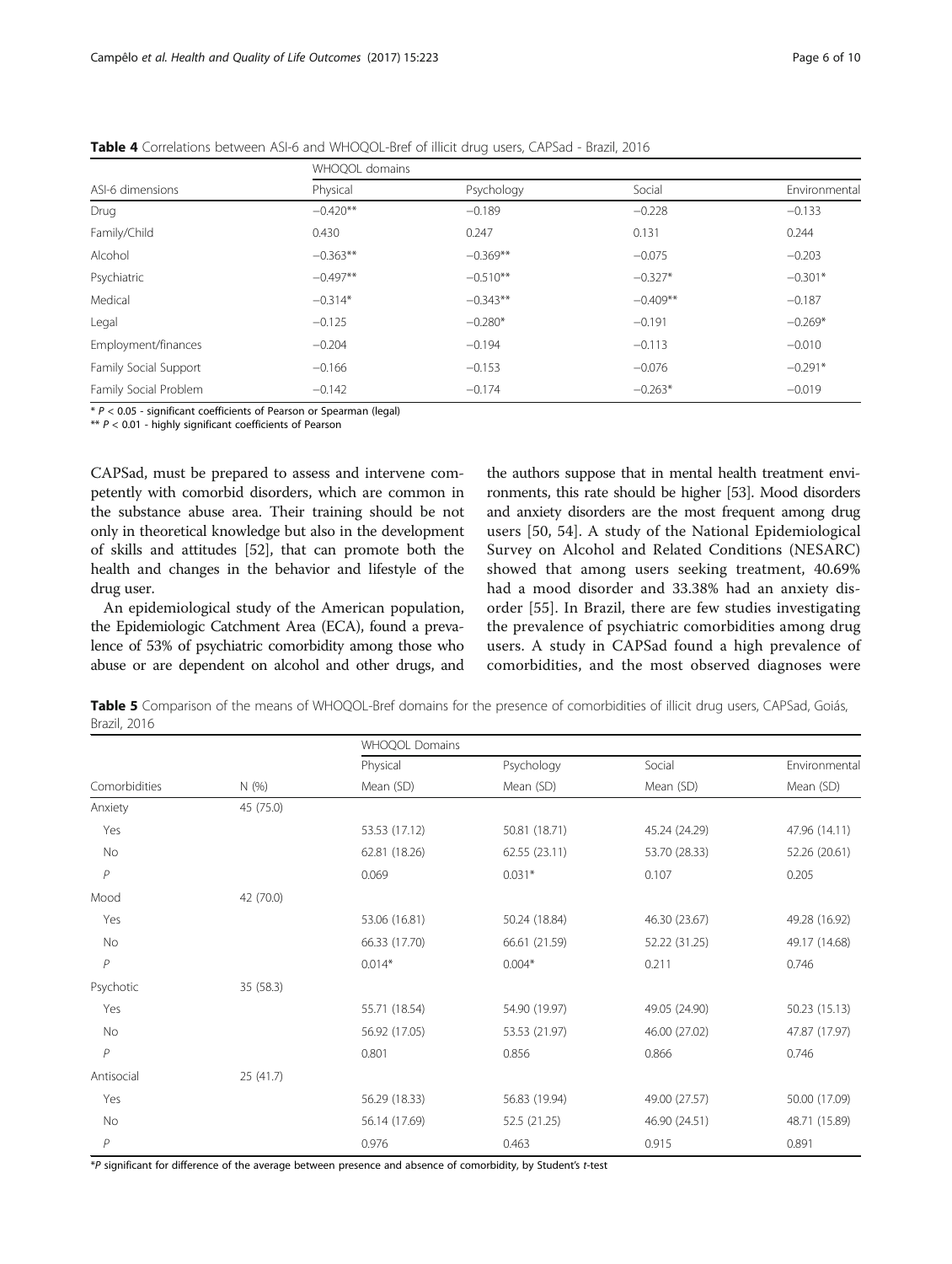**Table 4** Correlations between ASI-6 and WHOQOL-Bref of illicit drug users, CAPSad - Brazil, 2016

| ASI-6 dimensions | WHOQOL domains | | | |
|---|---|---|---|---|
| | Physical | Psychology | Social | Environmental |
| Drug | −0.420** | −0.189 | −0.228 | −0.133 |
| Family/Child | 0.430 | 0.247 | 0.131 | 0.244 |
| Alcohol | −0.363** | −0.369** | −0.075 | −0.203 |
| Psychiatric | −0.497** | −0.510** | −0.327* | −0.301* |
| Medical | −0.314* | −0.343** | −0.409** | −0.187 |
| Legal | −0.125 | −0.280* | −0.191 | −0.269* |
| Employment/finances | −0.204 | −0.194 | −0.113 | −0.010 |
| Family Social Support | −0.166 | −0.153 | −0.076 | −0.291* |
| Family Social Problem | −0.142 | −0.174 | −0.263* | −0.019 |

* $P < 0.05$ - significant coefficients of Pearson or Spearman (legal)
** $P < 0.01$ - highly significant coefficients of Pearson

CAPSad, must be prepared to assess and intervene competently with comorbid disorders, which are common in the substance abuse area. Their training should be not only in theoretical knowledge but also in the development of skills and attitudes [52], that can promote both the health and changes in the behavior and lifestyle of the drug user.

An epidemiological study of the American population, the Epidemiologic Catchment Area (ECA), found a prevalence of 53% of psychiatric comorbidity among those who abuse or are dependent on alcohol and other drugs, and the authors suppose that in mental health treatment environments, this rate should be higher [53]. Mood disorders and anxiety disorders are the most frequent among drug users [50, 54]. A study of the National Epidemiological Survey on Alcohol and Related Conditions (NESARC) showed that among users seeking treatment, 40.69% had a mood disorder and 33.38% had an anxiety disorder [55]. In Brazil, there are few studies investigating the prevalence of psychiatric comorbidities among drug users. A study in CAPSad found a high prevalence of comorbidities, and the most observed diagnoses were

**Table 5** Comparison of the means of WHOQOL-Bref domains for the presence of comorbidities of illicit drug users, CAPSad, Goiás, Brazil, 2016

| | | WHOQOL Domains | | | |
|---|---|---|---|---|---|
| | | Physical | Psychology | Social | Environmental |
| Comorbidities | N (%) | Mean (SD) | Mean (SD) | Mean (SD) | Mean (SD) |
| Anxiety | 45 (75.0) | | | | |
| Yes | | 53.53 (17.12) | 50.81 (18.71) | 45.24 (24.29) | 47.96 (14.11) |
| No | | 62.81 (18.26) | 62.55 (23.11) | 53.70 (28.33) | 52.26 (20.61) |
| *P* | | 0.069 | 0.031* | 0.107 | 0.205 |
| Mood | 42 (70.0) | | | | |
| Yes | | 53.06 (16.81) | 50.24 (18.84) | 46.30 (23.67) | 49.28 (16.92) |
| No | | 66.33 (17.70) | 66.61 (21.59) | 52.22 (31.25) | 49.17 (14.68) |
| *P* | | 0.014* | 0.004* | 0.211 | 0.746 |
| Psychotic | 35 (58.3) | | | | |
| Yes | | 55.71 (18.54) | 54.90 (19.97) | 49.05 (24.90) | 50.23 (15.13) |
| No | | 56.92 (17.05) | 53.53 (21.97) | 46.00 (27.02) | 47.87 (17.97) |
| *P* | | 0.801 | 0.856 | 0.866 | 0.746 |
| Antisocial | 25 (41.7) | | | | |
| Yes | | 56.29 (18.33) | 56.83 (19.94) | 49.00 (27.57) | 50.00 (17.09) |
| No | | 56.14 (17.69) | 52.5 (21.25) | 46.90 (24.51) | 48.71 (15.89) |
| *P* | | 0.976 | 0.463 | 0.915 | 0.891 |

**P* significant for difference of the average between presence and absence of comorbidity, by Student's *t*-test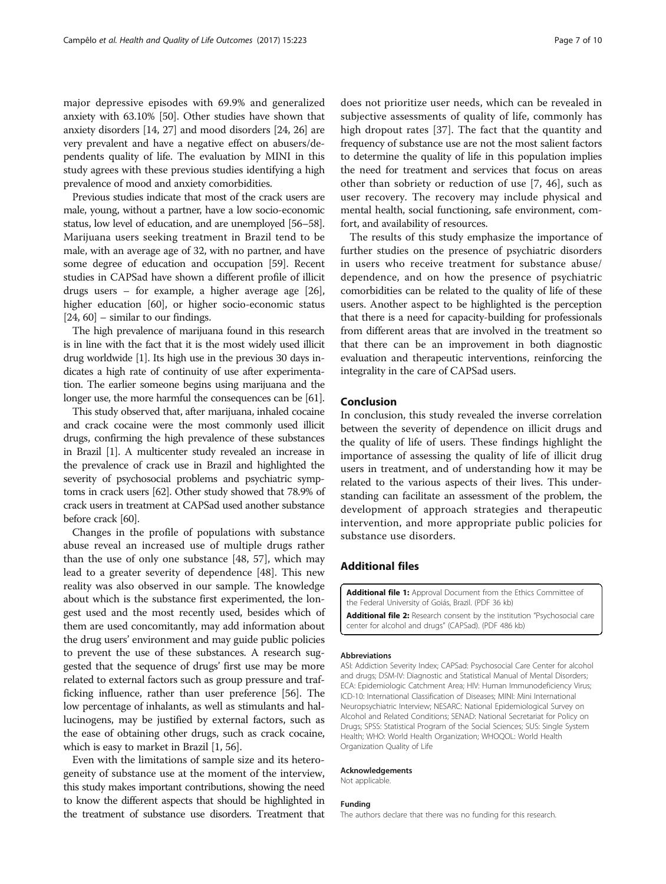major depressive episodes with 69.9% and generalized anxiety with 63.10% [50]. Other studies have shown that anxiety disorders [14, 27] and mood disorders [24, 26] are very prevalent and have a negative effect on abusers/dependents quality of life. The evaluation by MINI in this study agrees with these previous studies identifying a high prevalence of mood and anxiety comorbidities.

Previous studies indicate that most of the crack users are male, young, without a partner, have a low socio-economic status, low level of education, and are unemployed [56–58]. Marijuana users seeking treatment in Brazil tend to be male, with an average age of 32, with no partner, and have some degree of education and occupation [59]. Recent studies in CAPSad have shown a different profile of illicit drugs users – for example, a higher average age [26], higher education [60], or higher socio-economic status [24, 60] – similar to our findings.

The high prevalence of marijuana found in this research is in line with the fact that it is the most widely used illicit drug worldwide [1]. Its high use in the previous 30 days indicates a high rate of continuity of use after experimentation. The earlier someone begins using marijuana and the longer use, the more harmful the consequences can be [61].

This study observed that, after marijuana, inhaled cocaine and crack cocaine were the most commonly used illicit drugs, confirming the high prevalence of these substances in Brazil [1]. A multicenter study revealed an increase in the prevalence of crack use in Brazil and highlighted the severity of psychosocial problems and psychiatric symptoms in crack users [62]. Other study showed that 78.9% of crack users in treatment at CAPSad used another substance before crack [60].

Changes in the profile of populations with substance abuse reveal an increased use of multiple drugs rather than the use of only one substance [48, 57], which may lead to a greater severity of dependence [48]. This new reality was also observed in our sample. The knowledge about which is the substance first experimented, the longest used and the most recently used, besides which of them are used concomitantly, may add information about the drug users' environment and may guide public policies to prevent the use of these substances. A research suggested that the sequence of drugs' first use may be more related to external factors such as group pressure and trafficking influence, rather than user preference [56]. The low percentage of inhalants, as well as stimulants and hallucinogens, may be justified by external factors, such as the ease of obtaining other drugs, such as crack cocaine, which is easy to market in Brazil [1, 56].

Even with the limitations of sample size and its heterogeneity of substance use at the moment of the interview, this study makes important contributions, showing the need to know the different aspects that should be highlighted in the treatment of substance use disorders. Treatment that does not prioritize user needs, which can be revealed in subjective assessments of quality of life, commonly has high dropout rates [37]. The fact that the quantity and frequency of substance use are not the most salient factors to determine the quality of life in this population implies the need for treatment and services that focus on areas other than sobriety or reduction of use [7, 46], such as user recovery. The recovery may include physical and mental health, social functioning, safe environment, comfort, and availability of resources.

The results of this study emphasize the importance of further studies on the presence of psychiatric disorders in users who receive treatment for substance abuse/dependence, and on how the presence of psychiatric comorbidities can be related to the quality of life of these users. Another aspect to be highlighted is the perception that there is a need for capacity-building for professionals from different areas that are involved in the treatment so that there can be an improvement in both diagnostic evaluation and therapeutic interventions, reinforcing the integrality in the care of CAPSad users.

## Conclusion

In conclusion, this study revealed the inverse correlation between the severity of dependence on illicit drugs and the quality of life of users. These findings highlight the importance of assessing the quality of life of illicit drug users in treatment, and of understanding how it may be related to the various aspects of their lives. This understanding can facilitate an assessment of the problem, the development of approach strategies and therapeutic intervention, and more appropriate public policies for substance use disorders.

## Additional files

**Additional file 1:** Approval Document from the Ethics Committee of the Federal University of Goiás, Brazil. (PDF 36 kb)

**Additional file 2:** Research consent by the institution "Psychosocial care center for alcohol and drugs" (CAPSad). (PDF 486 kb)

#### Abbreviations

ASI: Addiction Severity Index; CAPSad: Psychosocial Care Center for alcohol and drugs; DSM-IV: Diagnostic and Statistical Manual of Mental Disorders; ECA: Epidemiologic Catchment Area; HIV: Human Immunodeficiency Virus; ICD-10: International Classification of Diseases; MINI: Mini International Neuropsychiatric Interview; NESARC: National Epidemiological Survey on Alcohol and Related Conditions; SENAD: National Secretariat for Policy on Drugs; SPSS: Statistical Program of the Social Sciences; SUS: Single System Health; WHO: World Health Organization; WHOQOL: World Health Organization Quality of Life

#### Acknowledgements

Not applicable.

#### Funding

The authors declare that there was no funding for this research.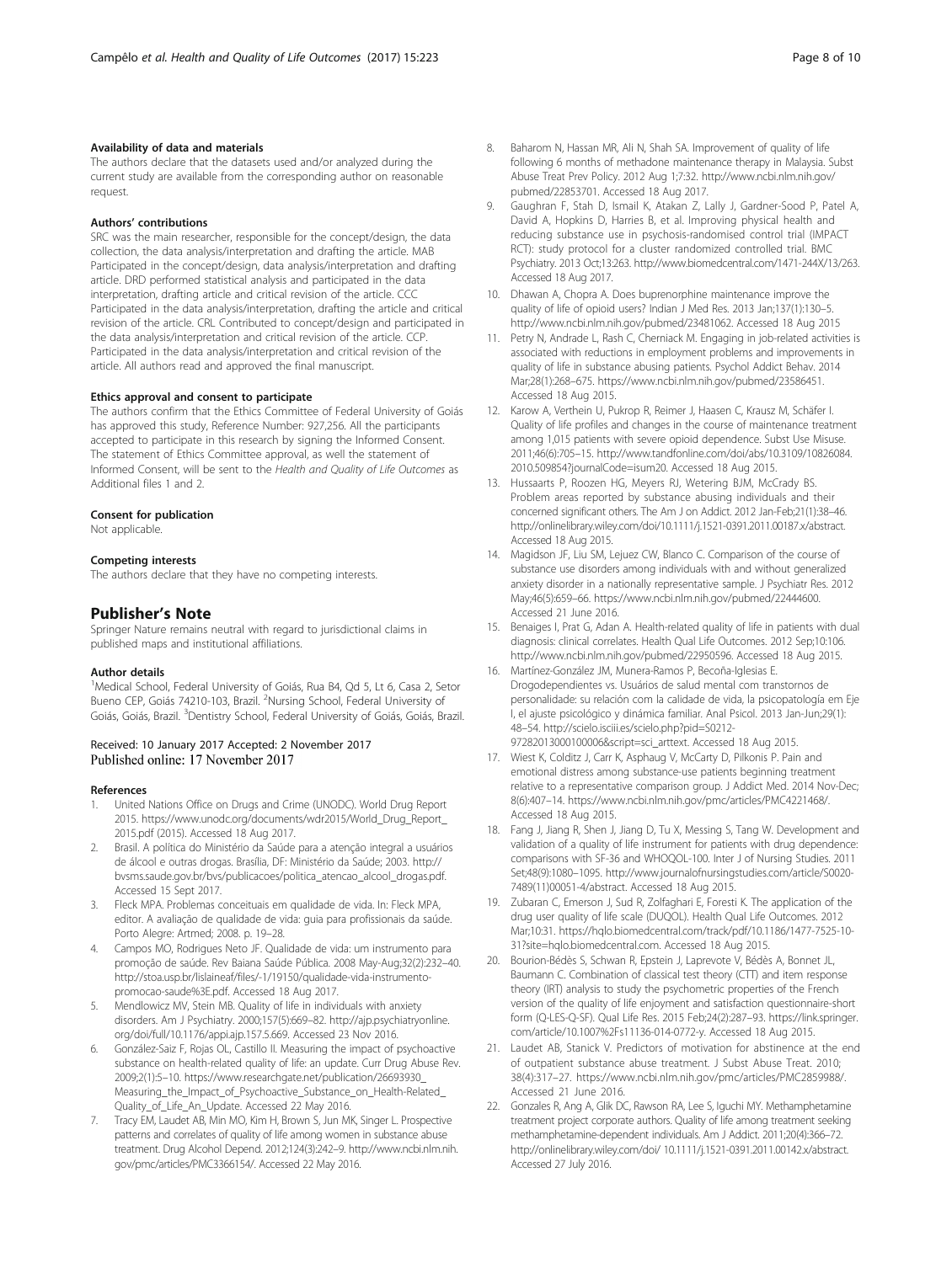#### Availability of data and materials

The authors declare that the datasets used and/or analyzed during the current study are available from the corresponding author on reasonable request.

#### Authors' contributions

SRC was the main researcher, responsible for the concept/design, the data collection, the data analysis/interpretation and drafting the article. MAB Participated in the concept/design, data analysis/interpretation and drafting article. DRD performed statistical analysis and participated in the data interpretation, drafting article and critical revision of the article. CCC Participated in the data analysis/interpretation, drafting the article and critical revision of the article. CRL Contributed to concept/design and participated in the data analysis/interpretation and critical revision of the article. CCP. Participated in the data analysis/interpretation and critical revision of the article. All authors read and approved the final manuscript.

#### Ethics approval and consent to participate

The authors confirm that the Ethics Committee of Federal University of Goiás has approved this study, Reference Number: 927,256. All the participants accepted to participate in this research by signing the Informed Consent. The statement of Ethics Committee approval, as well the statement of Informed Consent, will be sent to the *Health and Quality of Life Outcomes* as Additional files 1 and 2.

#### Consent for publication

Not applicable.

#### Competing interests

The authors declare that they have no competing interests.

## Publisher's Note

Springer Nature remains neutral with regard to jurisdictional claims in published maps and institutional affiliations.

#### Author details

[1]Medical School, Federal University of Goiás, Rua B4, Qd 5, Lt 6, Casa 2, Setor Bueno CEP, Goiás 74210-103, Brazil. [2]Nursing School, Federal University of Goiás, Goiás, Brazil. [3]Dentistry School, Federal University of Goiás, Goiás, Brazil.

Received: 10 January 2017 Accepted: 2 November 2017
Published online: 17 November 2017

#### References

1. United Nations Office on Drugs and Crime (UNODC). World Drug Report 2015. https://www.unodc.org/documents/wdr2015/World_Drug_Report_2015.pdf (2015). Accessed 18 Aug 2017.
2. Brasil. A política do Ministério da Saúde para a atenção integral a usuários de álcool e outras drogas. Brasília, DF: Ministério da Saúde; 2003. http://bvsms.saude.gov.br/bvs/publicacoes/politica_atencao_alcool_drogas.pdf. Accessed 15 Sept 2017.
3. Fleck MPA. Problemas conceituais em qualidade de vida. In: Fleck MPA, editor. A avaliação de qualidade de vida: guia para profissionais da saúde. Porto Alegre: Artmed; 2008. p. 19–28.
4. Campos MO, Rodrigues Neto JF. Qualidade de vida: um instrumento para promoção de saúde. Rev Baiana Saúde Pública. 2008 May-Aug;32(2):232–40. http://stoa.usp.br/lislaineaf/files/-1/19150/qualidade-vida-instrumento-promocao-saude%3E.pdf. Accessed 18 Aug 2017.
5. Mendlowicz MV, Stein MB. Quality of life in individuals with anxiety disorders. Am J Psychiatry. 2000;157(5):669–82. http://ajp.psychiatryonline.org/doi/full/10.1176/appi.ajp.157.5.669. Accessed 23 Nov 2016.
6. González-Saiz F, Rojas OL, Castillo II. Measuring the impact of psychoactive substance on health-related quality of life: an update. Curr Drug Abuse Rev. 2009;2(1):5–10. https://www.researchgate.net/publication/26693930_Measuring_the_Impact_of_Psychoactive_Substance_on_Health-Related_Quality_of_Life_An_Update. Accessed 22 May 2016.
7. Tracy EM, Laudet AB, Min MO, Kim H, Brown S, Jun MK, Singer L. Prospective patterns and correlates of quality of life among women in substance abuse treatment. Drug Alcohol Depend. 2012;124(3):242–9. http://www.ncbi.nlm.nih.gov/pmc/articles/PMC3366154/. Accessed 22 May 2016.
8. Baharom N, Hassan MR, Ali N, Shah SA. Improvement of quality of life following 6 months of methadone maintenance therapy in Malaysia. Subst Abuse Treat Prev Policy. 2012 Aug 1;7:32. http://www.ncbi.nlm.nih.gov/pubmed/22853701. Accessed 18 Aug 2017.
9. Gaughran F, Stah D, Ismail K, Atakan Z, Lally J, Gardner-Sood P, Patel A, David A, Hopkins D, Harries B, et al. Improving physical health and reducing substance use in psychosis-randomised control trial (IMPACT RCT): study protocol for a cluster randomized controlled trial. BMC Psychiatry. 2013 Oct;13:263. http://www.biomedcentral.com/1471-244X/13/263. Accessed 18 Aug 2017.
10. Dhawan A, Chopra A. Does buprenorphine maintenance improve the quality of life of opioid users? Indian J Med Res. 2013 Jan;137(1):130–5. http://www.ncbi.nlm.nih.gov/pubmed/23481062. Accessed 18 Aug 2015
11. Petry N, Andrade L, Rash C, Cherniack M. Engaging in job-related activities is associated with reductions in employment problems and improvements in quality of life in substance abusing patients. Psychol Addict Behav. 2014 Mar;28(1):268–675. https://www.ncbi.nlm.nih.gov/pubmed/23586451. Accessed 18 Aug 2015.
12. Karow A, Verthein U, Pukrop R, Reimer J, Haasen C, Krausz M, Schäfer I. Quality of life profiles and changes in the course of maintenance treatment among 1,015 patients with severe opioid dependence. Subst Use Misuse. 2011;46(6):705–15. http://www.tandfonline.com/doi/abs/10.3109/10826084.2010.509854?journalCode=isum20. Accessed 18 Aug 2015.
13. Hussaarts P, Roozen HG, Meyers RJ, Wetering BJM, McCrady BS. Problem areas reported by substance abusing individuals and their concerned significant others. The Am J on Addict. 2012 Jan-Feb;21(1):38–46. http://onlinelibrary.wiley.com/doi/10.1111/j.1521-0391.2011.00187.x/abstract. Accessed 18 Aug 2015.
14. Magidson JF, Liu SM, Lejuez CW, Blanco C. Comparison of the course of substance use disorders among individuals with and without generalized anxiety disorder in a nationally representative sample. J Psychiatr Res. 2012 May;46(5):659–66. https://www.ncbi.nlm.nih.gov/pubmed/22444600. Accessed 21 June 2016.
15. Benaiges I, Prat G, Adan A. Health-related quality of life in patients with dual diagnosis: clinical correlates. Health Qual Life Outcomes. 2012 Sep;10:106. http://www.ncbi.nlm.nih.gov/pubmed/22950596. Accessed 18 Aug 2015.
16. Martínez-González JM, Munera-Ramos P, Becoña-Iglesias E. Drogodependientes vs. Usuários de salud mental com transtornos de personalidade: su relación com la calidade de vida, la psicopatologia em Eje I, el ajuste psicológico y dinámica familiar. Anal Psicol. 2013 Jan-Jun;29(1):48–54. http://scielo.isciii.es/scielo.php?pid=S0212-97282013000100006&script=sci_arttext. Accessed 18 Aug 2015.
17. Wiest K, Colditz J, Carr K, Asphaug V, McCarty D, Pilkonis P. Pain and emotional distress among substance-use patients beginning treatment relative to a representative comparison group. J Addict Med. 2014 Nov-Dec;8(6):407–14. https://www.ncbi.nlm.nih.gov/pmc/articles/PMC4221468/. Accessed 18 Aug 2015.
18. Fang J, Jiang R, Shen J, Jiang D, Tu X, Messing S, Tang W. Development and validation of a quality of life instrument for patients with drug dependence: comparisons with SF-36 and WHOQOL-100. Inter J of Nursing Studies. 2011 Set;48(9):1080–1095. http://www.journalofnursingstudies.com/article/S0020-7489(11)00051-4/abstract. Accessed 18 Aug 2015.
19. Zubaran C, Emerson J, Sud R, Zolfaghari E, Foresti K. The application of the drug user quality of life scale (DUQOL). Health Qual Life Outcomes. 2012 Mar;10:31. https://hqlo.biomedcentral.com/track/pdf/10.1186/1477-7525-10-31?site=hqlo.biomedcentral.com. Accessed 18 Aug 2015.
20. Bourion-Bédès S, Schwan R, Epstein J, Laprevote V, Bédès A, Bonnet JL, Baumann C. Combination of classical test theory (CTT) and item response theory (IRT) analysis to study the psychometric properties of the French version of the quality of life enjoyment and satisfaction questionnaire-short form (Q-LES-Q-SF). Qual Life Res. 2015 Feb;24(2):287–93. https://link.springer.com/article/10.1007%2Fs11136-014-0772-y. Accessed 18 Aug 2015.
21. Laudet AB, Stanick V. Predictors of motivation for abstinence at the end of outpatient substance abuse treatment. J Subst Abuse Treat. 2010; 38(4):317–27. https://www.ncbi.nlm.nih.gov/pmc/articles/PMC2859988/. Accessed 21 June 2016.
22. Gonzales R, Ang A, Glik DC, Rawson RA, Lee S, Iguchi MY. Methamphetamine treatment project corporate authors. Quality of life among treatment seeking methamphetamine-dependent individuals. Am J Addict. 2011;20(4):366–72. http://onlinelibrary.wiley.com/doi/ 10.1111/j.1521-0391.2011.00142.x/abstract. Accessed 27 July 2016.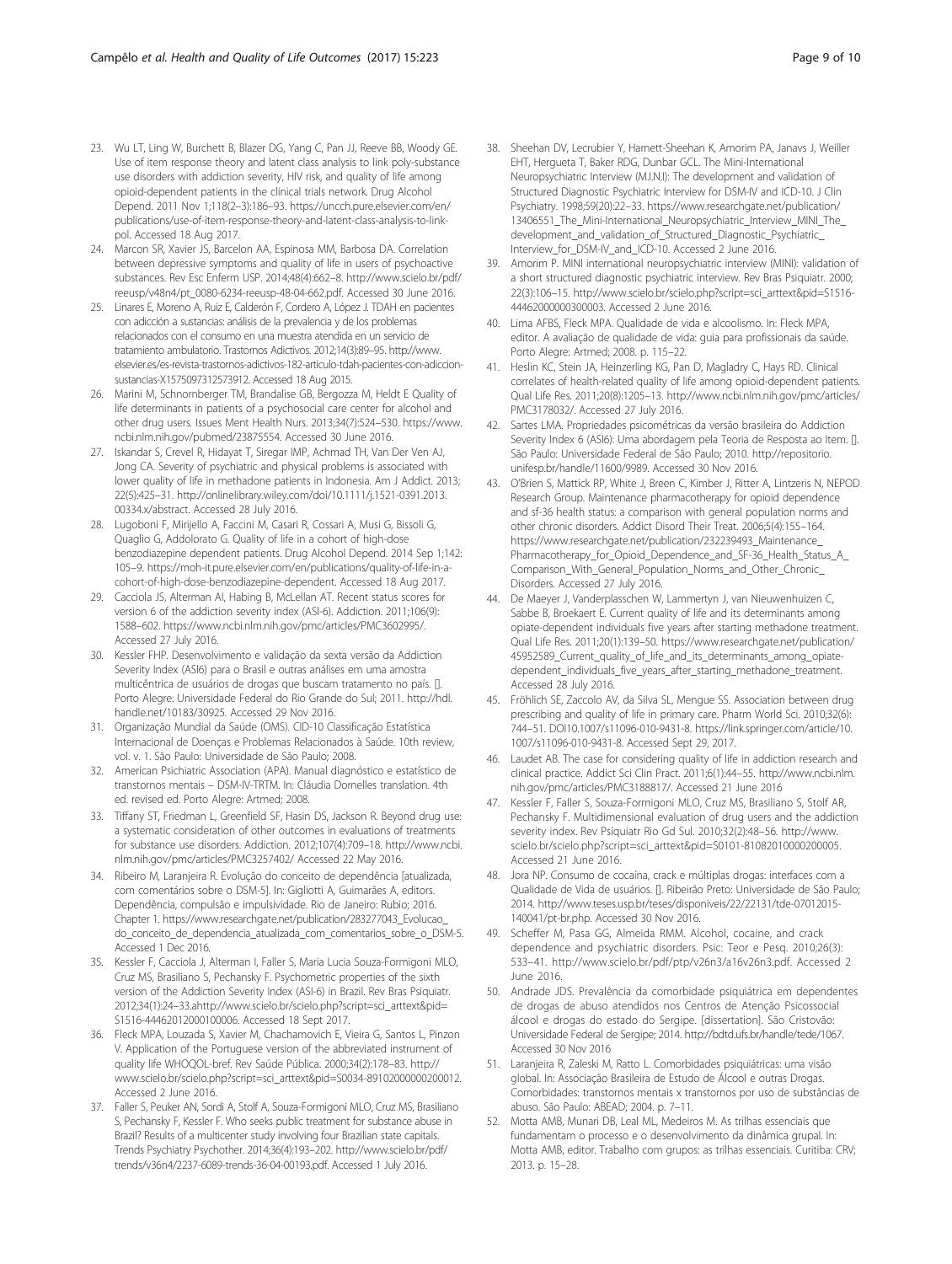23. Wu LT, Ling W, Burchett B, Blazer DG, Yang C, Pan JJ, Reeve BB, Woody GE. Use of item response theory and latent class analysis to link poly-substance use disorders with addiction severity, HIV risk, and quality of life among opioid-dependent patients in the clinical trials network. Drug Alcohol Depend. 2011 Nov 1;118(2–3):186–93. https://uncch.pure.elsevier.com/en/publications/use-of-item-response-theory-and-latent-class-analysis-to-link-pol. Accessed 18 Aug 2017.
24. Marcon SR, Xavier JS, Barcelon AA, Espinosa MM, Barbosa DA. Correlation between depressive symptoms and quality of life in users of psychoactive substances. Rev Esc Enferm USP. 2014;48(4):662–8. http://www.scielo.br/pdf/reeusp/v48n4/pt_0080-6234-reeusp-48-04-662.pdf. Accessed 30 June 2016.
25. Linares E, Moreno A, Ruiz E, Calderón F, Cordero A, López J. TDAH en pacientes con adicción a sustancias: análisis de la prevalencia y de los problemas relacionados con el consumo en una muestra atendida en un servicio de tratamiento ambulatorio. Trastornos Adictivos. 2012;14(3):89–95. http://www.elsevier.es/es-revista-trastornos-adictivos-182-articulo-tdah-pacientes-con-adiccion-sustancias-X1575097312573912. Accessed 18 Aug 2015.
26. Marini M, Schnornberger TM, Brandalise GB, Bergozza M, Heldt E Quality of life determinants in patients of a psychosocial care center for alcohol and other drug users. Issues Ment Health Nurs. 2013;34(7):524–530. https://www.ncbi.nlm.nih.gov/pubmed/23875554. Accessed 30 June 2016.
27. Iskandar S, Crevel R, Hidayat T, Siregar IMP, Achmad TH, Van Der Ven AJ, Jong CA. Severity of psychiatric and physical problems is associated with lower quality of life in methadone patients in Indonesia. Am J Addict. 2013; 22(5):425–31. http://onlinelibrary.wiley.com/doi/10.1111/j.1521-0391.2013.00334.x/abstract. Accessed 28 July 2016.
28. Lugoboni F, Mirijello A, Faccini M, Casari R, Cossari A, Musi G, Bissoli G, Quaglio G, Addolorato G. Quality of life in a cohort of high-dose benzodiazepine dependent patients. Drug Alcohol Depend. 2014 Sep 1;142: 105–9. https://moh-it.pure.elsevier.com/en/publications/quality-of-life-in-a-cohort-of-high-dose-benzodiazepine-dependent. Accessed 18 Aug 2017.
29. Cacciola JS, Alterman AI, Habing B, McLellan AT. Recent status scores for version 6 of the addiction severity index (ASI-6). Addiction. 2011;106(9): 1588–602. https://www.ncbi.nlm.nih.gov/pmc/articles/PMC3602995/. Accessed 27 July 2016.
30. Kessler FHP. Desenvolvimento e validação da sexta versão da Addiction Severity Index (ASI6) para o Brasil e outras análises em uma amostra multicêntrica de usuários de drogas que buscam tratamento no país. []. Porto Alegre: Universidade Federal do Rio Grande do Sul; 2011. http://hdl.handle.net/10183/30925. Accessed 29 Nov 2016.
31. Organização Mundial da Saúde (OMS). CID-10 Classificação Estatística Internacional de Doenças e Problemas Relacionados à Saúde. 10th review, vol. v. 1. São Paulo: Universidade de São Paulo; 2008.
32. American Psichiatric Association (APA). Manual diagnóstico e estatístico de transtornos mentais – DSM-IV-TRTM. In: Cláudia Dornelles translation. 4th ed. revised ed. Porto Alegre: Artmed; 2008.
33. Tiffany ST, Friedman L, Greenfield SF, Hasin DS, Jackson R. Beyond drug use: a systematic consideration of other outcomes in evaluations of treatments for substance use disorders. Addiction. 2012;107(4):709–18. http://www.ncbi.nlm.nih.gov/pmc/articles/PMC3257402/ Accessed 22 May 2016.
34. Ribeiro M, Laranjeira R. Evolução do conceito de dependência [atualizada, com comentários sobre o DSM-5]. In: Gigliotti A, Guimarães A, editors. Dependência, compulsão e impulsividade. Rio de Janeiro: Rubio; 2016. Chapter 1. https://www.researchgate.net/publication/283277043_Evolucao_do_conceito_de_dependencia_atualizada_com_comentarios_sobre_o_DSM-5. Accessed 1 Dec 2016.
35. Kessler F, Cacciola J, Alterman I, Faller S, Maria Lucia Souza-Formigoni MLO, Cruz MS, Brasiliano S, Pechansky F. Psychometric properties of the sixth version of the Addiction Severity Index (ASI-6) in Brazil. Rev Bras Psiquiatr. 2012;34(1):24–33.ahttp://www.scielo.br/scielo.php?script=sci_arttext&pid=S1516-44462012000100006. Accessed 18 Sept 2017.
36. Fleck MPA, Louzada S, Xavier M, Chachamovich E, Vieira G, Santos L, Pinzon V. Application of the Portuguese version of the abbreviated instrument of quality life WHOQOL-bref. Rev Saúde Pública. 2000;34(2):178–83. http://www.scielo.br/scielo.php?script=sci_arttext&pid=S0034-89102000000200012. Accessed 2 June 2016.
37. Faller S, Peuker AN, Sordi A, Stolf A, Souza-Formigoni MLO, Cruz MS, Brasiliano S, Pechansky F, Kessler F. Who seeks public treatment for substance abuse in Brazil? Results of a multicenter study involving four Brazilian state capitals. Trends Psychiatry Psychother. 2014;36(4):193–202. http://www.scielo.br/pdf/trends/v36n4/2237-6089-trends-36-04-00193.pdf. Accessed 1 July 2016.
38. Sheehan DV, Lecrubier Y, Harnett-Sheehan K, Amorim PA, Janavs J, Weiller EHT, Hergueta T, Baker RDG, Dunbar GCL. The Mini-International Neuropsychiatric Interview (M.I.N.I): The development and validation of Structured Diagnostic Psychiatric Interview for DSM-IV and ICD-10. J Clin Psychiatry. 1998;59(20):22–33. https://www.researchgate.net/publication/13406551_The_Mini-International_Neuropsychiatric_Interview_MINI_The_development_and_validation_of_Structured_Diagnostic_Psychiatric_Interview_for_DSM-IV_and_ICD-10. Accessed 2 June 2016.
39. Amorim P. MINI international neuropsychiatric interview (MINI): validation of a short structured diagnostic psychiatric interview. Rev Bras Psiquiatr. 2000; 22(3):106–15. http://www.scielo.br/scielo.php?script=sci_arttext&pid=S1516-44462000000300003. Accessed 2 June 2016.
40. Lima AFBS, Fleck MPA. Qualidade de vida e alcoolismo. In: Fleck MPA, editor. A avaliação de qualidade de vida: guia para profissionais da saúde. Porto Alegre: Artmed; 2008. p. 115–22.
41. Heslin KC, Stein JA, Heinzerling KG, Pan D, Magladry C, Hays RD. Clinical correlates of health-related quality of life among opioid-dependent patients. Qual Life Res. 2011;20(8):1205–13. http://www.ncbi.nlm.nih.gov/pmc/articles/PMC3178032/. Accessed 27 July 2016.
42. Sartes LMA. Propriedades psicométricas da versão brasileira do Addiction Severity Index 6 (ASI6): Uma abordagem pela Teoria de Resposta ao Item. []. São Paulo: Universidade Federal de São Paulo; 2010. http://repositorio.unifesp.br/handle/11600/9989. Accessed 30 Nov 2016.
43. O'Brien S, Mattick RP, White J, Breen C, Kimber J, Ritter A, Lintzeris N, NEPOD Research Group. Maintenance pharmacotherapy for opioid dependence and sf-36 health status: a comparison with general population norms and other chronic disorders. Addict Disord Their Treat. 2006;5(4):155–164. https://www.researchgate.net/publication/232239493_Maintenance_Pharmacotherapy_for_Opioid_Dependence_and_SF-36_Health_Status_A_Comparison_With_General_Population_Norms_and_Other_Chronic_Disorders. Accessed 27 July 2016.
44. De Maeyer J, Vanderplasschen W, Lammertyn J, van Nieuwenhuizen C, Sabbe B, Broekaert E. Current quality of life and its determinants among opiate-dependent individuals five years after starting methadone treatment. Qual Life Res. 2011;20(1):139–50. https://www.researchgate.net/publication/45952589_Current_quality_of_life_and_its_determinants_among_opiate-dependent_individuals_five_years_after_starting_methadone_treatment. Accessed 28 July 2016.
45. Fröhlich SE, Zaccolo AV, da Silva SL, Mengue SS. Association between drug prescribing and quality of life in primary care. Pharm World Sci. 2010;32(6): 744–51. DOI10.1007/s11096-010-9431-8. https://link.springer.com/article/10.1007/s11096-010-9431-8. Accessed Sept 29, 2017.
46. Laudet AB. The case for considering quality of life in addiction research and clinical practice. Addict Sci Clin Pract. 2011;6(1):44–55. http://www.ncbi.nlm.nih.gov/pmc/articles/PMC3188817/. Accessed 21 June 2016
47. Kessler F, Faller S, Souza-Formigoni MLO, Cruz MS, Brasiliano S, Stolf AR, Pechansky F. Multidimensional evaluation of drug users and the addiction severity index. Rev Psiquiatr Rio Gd Sul. 2010;32(2):48–56. http://www.scielo.br/scielo.php?script=sci_arttext&pid=S0101-81082010000200005. Accessed 21 June 2016.
48. Jora NP. Consumo de cocaína, crack e múltiplas drogas: interfaces com a Qualidade de Vida de usuários. []. Ribeirão Preto: Universidade de São Paulo; 2014. http://www.teses.usp.br/teses/disponiveis/22/22131/tde-07012015-140041/pt-br.php. Accessed 30 Nov 2016.
49. Scheffer M, Pasa GG, Almeida RMM. Alcohol, cocaine, and crack dependence and psychiatric disorders. Psic: Teor e Pesq. 2010;26(3): 533–41. http://www.scielo.br/pdf/ptp/v26n3/a16v26n3.pdf. Accessed 2 June 2016.
50. Andrade JDS. Prevalência da comorbidade psiquiátrica em dependentes de drogas de abuso atendidos nos Centros de Atenção Psicossocial álcool e drogas do estado do Sergipe. [dissertation]. São Cristovão: Universidade Federal de Sergipe; 2014. http://bdtd.ufs.br/handle/tede/1067. Accessed 30 Nov 2016
51. Laranjeira R, Zaleski M, Ratto L. Comorbidades psiquiátricas: uma visão global. In: Associação Brasileira de Estudo de Álcool e outras Drogas. Comorbidades: transtornos mentais x transtornos por uso de substâncias de abuso. São Paulo: ABEAD; 2004. p. 7–11.
52. Motta AMB, Munari DB, Leal ML, Medeiros M. As trilhas essenciais que fundamentam o processo e o desenvolvimento da dinâmica grupal. In: Motta AMB, editor. Trabalho com grupos: as trilhas essenciais. Curitiba: CRV; 2013. p. 15–28.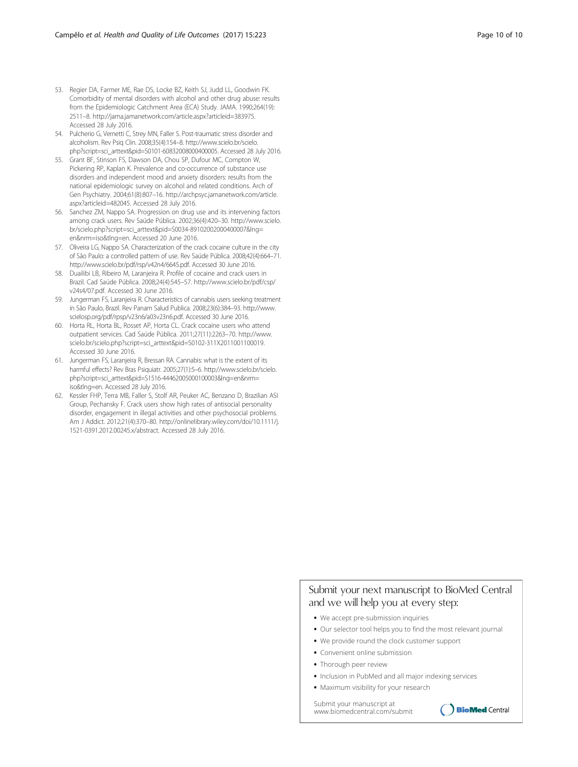53. Regier DA, Farmer ME, Rae DS, Locke BZ, Keith SJ, Judd LL, Goodwin FK. Comorbidity of mental disorders with alcohol and other drug abuse: results from the Epidemiologic Catchment Area (ECA) Study. JAMA. 1990;264(19): 2511–8. http://jama.jamanetwork.com/article.aspx?articleid=383975. Accessed 28 July 2016.
54. Pulcherio G, Vernetti C, Strey MN, Faller S. Post-traumatic stress disorder and alcoholism. Rev Psiq Clin. 2008;35(4):154–8. http://www.scielo.br/scielo.php?script=sci_arttext&pid=S0101-60832008000400005. Accessed 28 July 2016.
55. Grant BF, Stinson FS, Dawson DA, Chou SP, Dufour MC, Compton W, Pickering RP, Kaplan K. Prevalence and co-occurrence of substance use disorders and independent mood and anxiety disorders: results from the national epidemiologic survey on alcohol and related conditions. Arch of Gen Psychiatry. 2004;61(8):807–16. http://archpsyc.jamanetwork.com/article.aspx?articleid=482045. Accessed 28 July 2016.
56. Sanchez ZM, Nappo SA. Progression on drug use and its intervening factors among crack users. Rev Saúde Pública. 2002;36(4):420–30. http://www.scielo.br/scielo.php?script=sci_arttext&pid=S0034-89102002000400007&lng=en&nrm=iso&tlng=en. Accessed 20 June 2016.
57. Oliveira LG, Nappo SA. Characterization of the crack cocaine culture in the city of São Paulo: a controlled pattern of use. Rev Saúde Pública. 2008;42(4):664–71. http://www.scielo.br/pdf/rsp/v42n4/6645.pdf. Accessed 30 June 2016.
58. Duailibi LB, Ribeiro M, Laranjeira R. Profile of cocaine and crack users in Brazil. Cad Saúde Pública. 2008;24(4):545–57. http://www.scielo.br/pdf/csp/v24s4/07.pdf. Accessed 30 June 2016.
59. Jungerman FS, Laranjeira R. Characteristics of cannabis users seeking treatment in São Paulo, Brazil. Rev Panam Salud Publica. 2008;23(6):384–93. http://www.scielosp.org/pdf/rpsp/v23n6/a03v23n6.pdf. Accessed 30 June 2016.
60. Horta RL, Horta BL, Rosset AP, Horta CL. Crack cocaine users who attend outpatient services. Cad Saúde Pública. 2011;27(11):2263–70. http://www.scielo.br/scielo.php?script=sci_arttext&pid=S0102-311X2011001100019. Accessed 30 June 2016.
61. Jungerman FS, Laranjeira R, Bressan RA. Cannabis: what is the extent of its harmful effects? Rev Bras Psiquiatr. 2005;27(1):5–6. http://www.scielo.br/scielo.php?script=sci_arttext&pid=S1516-44462005000100003&lng=en&nrm=iso&tlng=en. Accessed 28 July 2016.
62. Kessler FHP, Terra MB, Faller S, Stolf AR, Peuker AC, Benzano D, Brazilian ASI Group, Pechansky F. Crack users show high rates of antisocial personality disorder, engagement in illegal activities and other psychosocial problems. Am J Addict. 2012;21(4):370–80. http://onlinelibrary.wiley.com/doi/10.1111/j.1521-0391.2012.00245.x/abstract. Accessed 28 July 2016.

Submit your next manuscript to BioMed Central and we will help you at every step:

- We accept pre-submission inquiries
- Our selector tool helps you to find the most relevant journal
- We provide round the clock customer support
- Convenient online submission
- Thorough peer review
- Inclusion in PubMed and all major indexing services
- Maximum visibility for your research

Submit your manuscript at www.biomedcentral.com/submit

BioMed Central